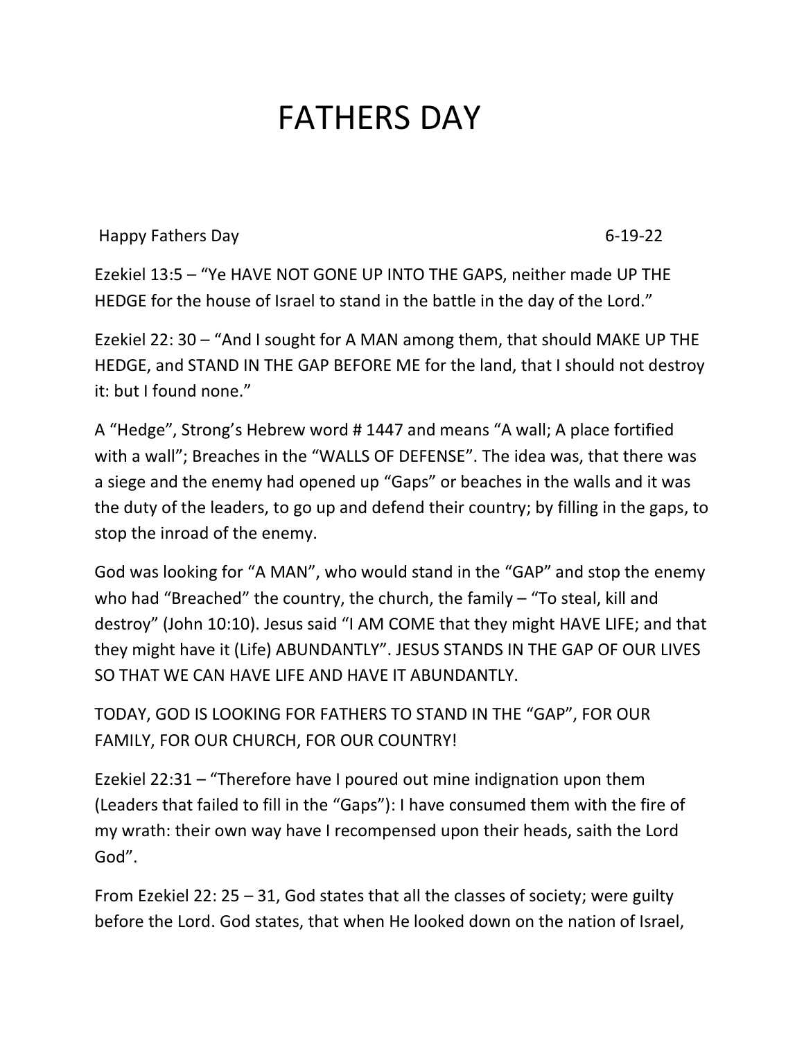# FATHERS DAY

Happy Fathers Day 6-19-22

Ezekiel 13:5 – “Ye HAVE NOT GONE UP INTO THE GAPS, neither made UP THE HEDGE for the house of Israel to stand in the battle in the day of the Lord.”

Ezekiel 22: 30 – “And I sought for A MAN among them, that should MAKE UP THE HEDGE, and STAND IN THE GAP BEFORE ME for the land, that I should not destroy it: but I found none.”

A “Hedge”, Strong’s Hebrew word # 1447 and means “A wall; A place fortified with a wall”; Breaches in the “WALLS OF DEFENSE”. The idea was, that there was a siege and the enemy had opened up “Gaps” or beaches in the walls and it was the duty of the leaders, to go up and defend their country; by filling in the gaps, to stop the inroad of the enemy.

God was looking for “A MAN”, who would stand in the “GAP” and stop the enemy who had “Breached” the country, the church, the family – “To steal, kill and destroy” (John 10:10). Jesus said “I AM COME that they might HAVE LIFE; and that they might have it (Life) ABUNDANTLY”. JESUS STANDS IN THE GAP OF OUR LIVES SO THAT WE CAN HAVE LIFE AND HAVE IT ABUNDANTLY.

TODAY, GOD IS LOOKING FOR FATHERS TO STAND IN THE “GAP”, FOR OUR FAMILY, FOR OUR CHURCH, FOR OUR COUNTRY!

Ezekiel 22:31 – “Therefore have I poured out mine indignation upon them (Leaders that failed to fill in the “Gaps”): I have consumed them with the fire of my wrath: their own way have I recompensed upon their heads, saith the Lord God”.

From Ezekiel 22: 25 – 31, God states that all the classes of society; were guilty before the Lord. God states, that when He looked down on the nation of Israel,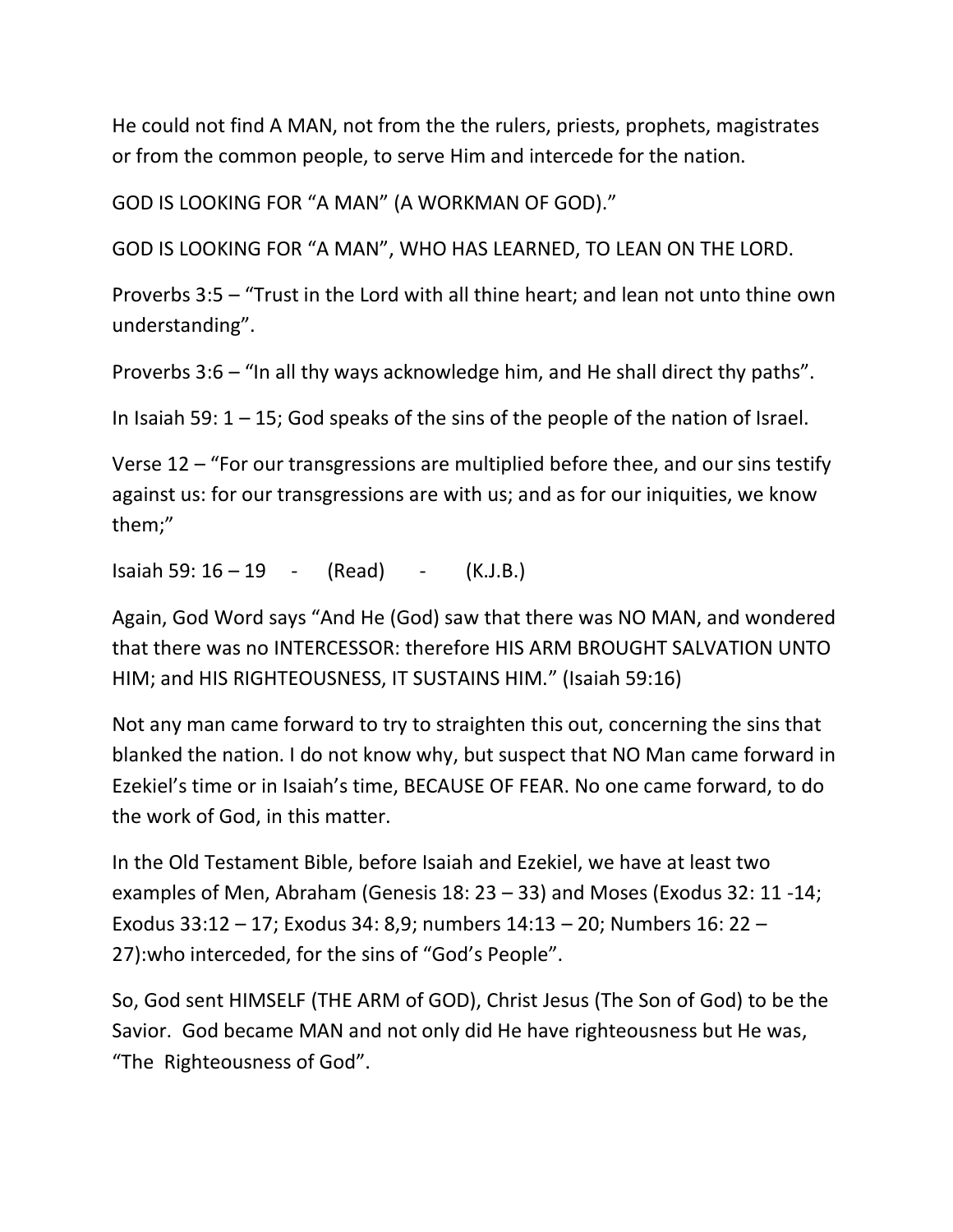He could not find A MAN, not from the the rulers, priests, prophets, magistrates or from the common people, to serve Him and intercede for the nation.

GOD IS LOOKING FOR "A MAN" (A WORKMAN OF GOD)."

GOD IS LOOKING FOR "A MAN", WHO HAS LEARNED, TO LEAN ON THE LORD.

Proverbs 3:5 – "Trust in the Lord with all thine heart; and lean not unto thine own understanding".

Proverbs 3:6 – "In all thy ways acknowledge him, and He shall direct thy paths".

In Isaiah 59: 1 – 15; God speaks of the sins of the people of the nation of Israel.

Verse 12 – "For our transgressions are multiplied before thee, and our sins testify against us: for our transgressions are with us; and as for our iniquities, we know them;"

Isaiah 59: 16 – 19 - (Read) - (K.J.B.)

Again, God Word says "And He (God) saw that there was NO MAN, and wondered that there was no INTERCESSOR: therefore HIS ARM BROUGHT SALVATION UNTO HIM; and HIS RIGHTEOUSNESS, IT SUSTAINS HIM." (Isaiah 59:16)

Not any man came forward to try to straighten this out, concerning the sins that blanked the nation. I do not know why, but suspect that NO Man came forward in Ezekiel's time or in Isaiah's time, BECAUSE OF FEAR. No one came forward, to do the work of God, in this matter.

In the Old Testament Bible, before Isaiah and Ezekiel, we have at least two examples of Men, Abraham (Genesis 18: 23 – 33) and Moses (Exodus 32: 11 -14; Exodus 33:12 – 17; Exodus 34: 8,9; numbers 14:13 – 20; Numbers 16: 22 – 27):who interceded, for the sins of "God's People".

So, God sent HIMSELF (THE ARM of GOD), Christ Jesus (The Son of God) to be the Savior. God became MAN and not only did He have righteousness but He was, "The Righteousness of God".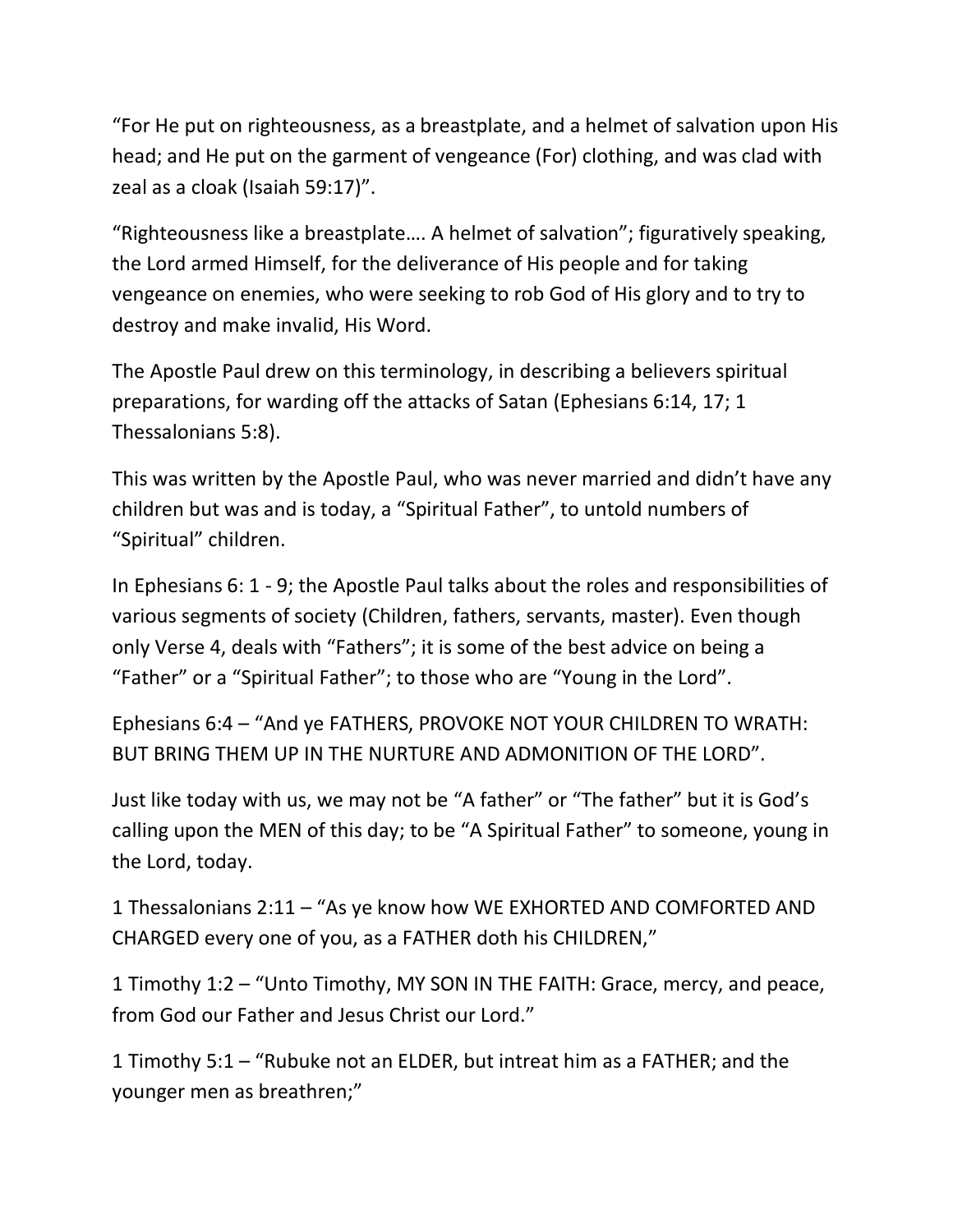"For He put on righteousness, as a breastplate, and a helmet of salvation upon His head; and He put on the garment of vengeance (For) clothing, and was clad with zeal as a cloak (Isaiah 59:17)".

"Righteousness like a breastplate…. A helmet of salvation"; figuratively speaking, the Lord armed Himself, for the deliverance of His people and for taking vengeance on enemies, who were seeking to rob God of His glory and to try to destroy and make invalid, His Word.

The Apostle Paul drew on this terminology, in describing a believers spiritual preparations, for warding off the attacks of Satan (Ephesians 6:14, 17; 1 Thessalonians 5:8).

This was written by the Apostle Paul, who was never married and didn't have any children but was and is today, a "Spiritual Father", to untold numbers of "Spiritual" children.

In Ephesians 6: 1 - 9; the Apostle Paul talks about the roles and responsibilities of various segments of society (Children, fathers, servants, master). Even though only Verse 4, deals with "Fathers"; it is some of the best advice on being a "Father" or a "Spiritual Father"; to those who are "Young in the Lord".

Ephesians 6:4 – "And ye FATHERS, PROVOKE NOT YOUR CHILDREN TO WRATH: BUT BRING THEM UP IN THE NURTURE AND ADMONITION OF THE LORD".

Just like today with us, we may not be "A father" or "The father" but it is God's calling upon the MEN of this day; to be "A Spiritual Father" to someone, young in the Lord, today.

1 Thessalonians 2:11 – "As ye know how WE EXHORTED AND COMFORTED AND CHARGED every one of you, as a FATHER doth his CHILDREN,"

1 Timothy 1:2 – "Unto Timothy, MY SON IN THE FAITH: Grace, mercy, and peace, from God our Father and Jesus Christ our Lord."

1 Timothy 5:1 – "Rubuke not an ELDER, but intreat him as a FATHER; and the younger men as breathren;"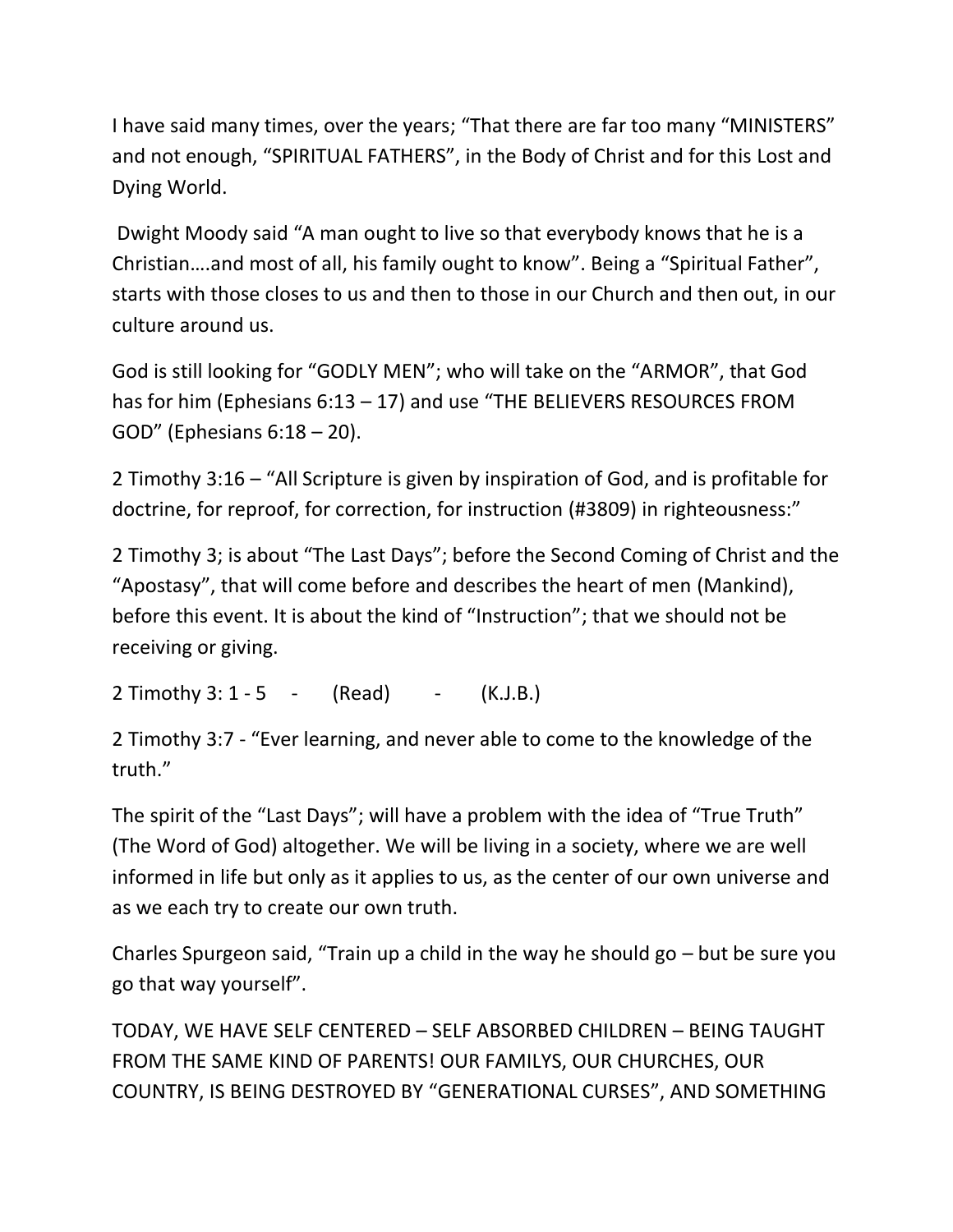I have said many times, over the years; "That there are far too many "MINISTERS" and not enough, "SPIRITUAL FATHERS", in the Body of Christ and for this Lost and Dying World.

Dwight Moody said "A man ought to live so that everybody knows that he is a Christian….and most of all, his family ought to know". Being a "Spiritual Father", starts with those closes to us and then to those in our Church and then out, in our culture around us.

God is still looking for "GODLY MEN"; who will take on the "ARMOR", that God has for him (Ephesians 6:13 – 17) and use "THE BELIEVERS RESOURCES FROM GOD" (Ephesians 6:18 – 20).

2 Timothy 3:16 – "All Scripture is given by inspiration of God, and is profitable for doctrine, for reproof, for correction, for instruction (#3809) in righteousness:"

2 Timothy 3; is about "The Last Days"; before the Second Coming of Christ and the "Apostasy", that will come before and describes the heart of men (Mankind), before this event. It is about the kind of "Instruction"; that we should not be receiving or giving.

2 Timothy 3: 1 - 5 - (Read) - (K.J.B.)

2 Timothy 3:7 - "Ever learning, and never able to come to the knowledge of the truth."

The spirit of the "Last Days"; will have a problem with the idea of "True Truth" (The Word of God) altogether. We will be living in a society, where we are well informed in life but only as it applies to us, as the center of our own universe and as we each try to create our own truth.

Charles Spurgeon said, "Train up a child in the way he should go – but be sure you go that way yourself".

TODAY, WE HAVE SELF CENTERED – SELF ABSORBED CHILDREN – BEING TAUGHT FROM THE SAME KIND OF PARENTS! OUR FAMILYS, OUR CHURCHES, OUR COUNTRY, IS BEING DESTROYED BY "GENERATIONAL CURSES", AND SOMETHING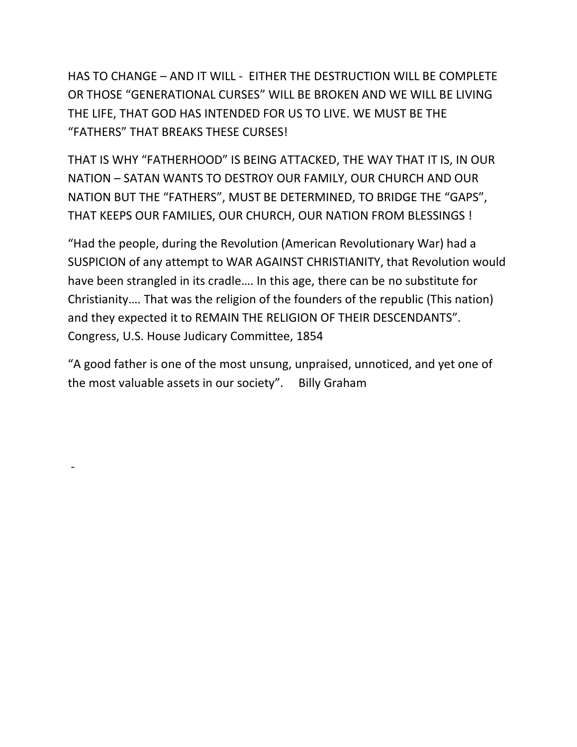HAS TO CHANGE – AND IT WILL - EITHER THE DESTRUCTION WILL BE COMPLETE OR THOSE "GENERATIONAL CURSES" WILL BE BROKEN AND WE WILL BE LIVING THE LIFE, THAT GOD HAS INTENDED FOR US TO LIVE. WE MUST BE THE "FATHERS" THAT BREAKS THESE CURSES!

THAT IS WHY "FATHERHOOD" IS BEING ATTACKED, THE WAY THAT IT IS, IN OUR NATION – SATAN WANTS TO DESTROY OUR FAMILY, OUR CHURCH AND OUR NATION BUT THE "FATHERS", MUST BE DETERMINED, TO BRIDGE THE "GAPS", THAT KEEPS OUR FAMILIES, OUR CHURCH, OUR NATION FROM BLESSINGS !

"Had the people, during the Revolution (American Revolutionary War) had a SUSPICION of any attempt to WAR AGAINST CHRISTIANITY, that Revolution would have been strangled in its cradle…. In this age, there can be no substitute for Christianity…. That was the religion of the founders of the republic (This nation) and they expected it to REMAIN THE RELIGION OF THEIR DESCENDANTS". Congress, U.S. House Judicary Committee, 1854

"A good father is one of the most unsung, unpraised, unnoticed, and yet one of the most valuable assets in our society". Billy Graham

-